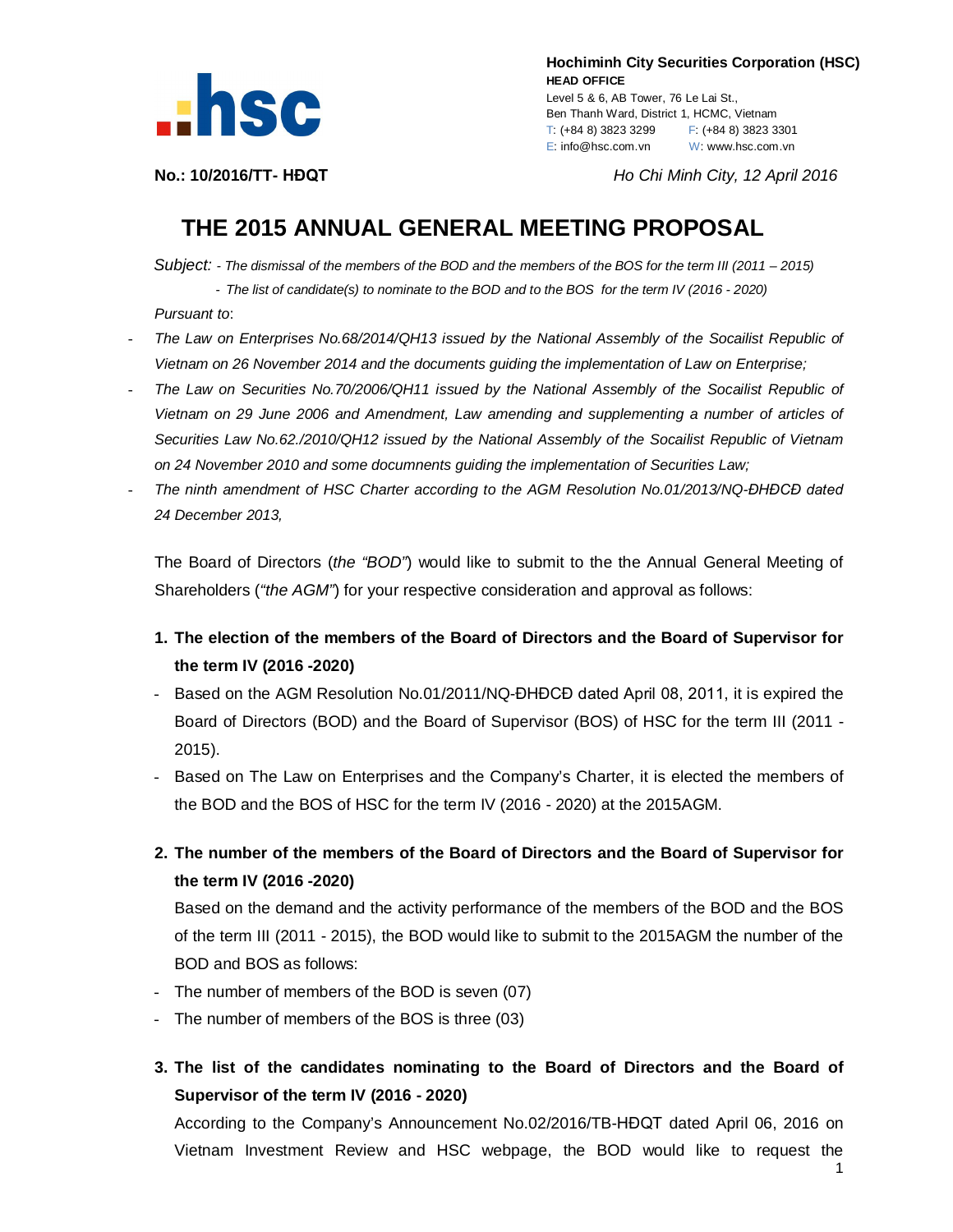**Hochiminh City Securities Corporation (HSC)**
**HEAD OFFICE**
Level 5 & 6, AB Tower, 76 Le Lai St.,
Ben Thanh Ward, District 1, HCMC, Vietnam
T: (+84 8) 3823 3299 F: (+84 8) 3823 3301
E: info@hsc.com.vn W: www.hsc.com.vn

**No.: 10/2016/TT- HĐQT** *Ho Chi Minh City, 12 April 2016*

# THE 2015 ANNUAL GENERAL MEETING PROPOSAL

*Subject: - The dismissal of the members of the BOD and the members of the BOS for the term III (2011 – 2015)*

*- The list of candidate(s) to nominate to the BOD and to the BOS for the term IV (2016 - 2020)*

*Pursuant to*:

- *The Law on Enterprises No.68/2014/QH13 issued by the National Assembly of the Socailist Republic of Vietnam on 26 November 2014 and the documents guiding the implementation of Law on Enterprise;*
- *The Law on Securities No.70/2006/QH11 issued by the National Assembly of the Socailist Republic of Vietnam on 29 June 2006 and Amendment, Law amending and supplementing a number of articles of Securities Law No.62./2010/QH12 issued by the National Assembly of the Socailist Republic of Vietnam on 24 November 2010 and some documnents guiding the implementation of Securities Law;*
- *The ninth amendment of HSC Charter according to the AGM Resolution No.01/2013/NQ-ĐHĐCĐ dated 24 December 2013,*

The Board of Directors (*the "BOD"*) would like to submit to the the Annual General Meeting of Shareholders (*"the AGM"*) for your respective consideration and approval as follows:

1. **The election of the members of the Board of Directors and the Board of Supervisor for the term IV (2016 -2020)**
   - Based on the AGM Resolution No.01/2011/NQ-ĐHĐCĐ dated April 08, 2011, it is expired the Board of Directors (BOD) and the Board of Supervisor (BOS) of HSC for the term III (2011 - 2015).
   - Based on The Law on Enterprises and the Company's Charter, it is elected the members of the BOD and the BOS of HSC for the term IV (2016 - 2020) at the 2015AGM.

2. **The number of the members of the Board of Directors and the Board of Supervisor for the term IV (2016 -2020)**

   Based on the demand and the activity performance of the members of the BOD and the BOS of the term III (2011 - 2015), the BOD would like to submit to the 2015AGM the number of the BOD and BOS as follows:
   - The number of members of the BOD is seven (07)
   - The number of members of the BOS is three (03)

3. **The list of the candidates nominating to the Board of Directors and the Board of Supervisor of the term IV (2016 - 2020)**

   According to the Company's Announcement No.02/2016/TB-HĐQT dated April 06, 2016 on Vietnam Investment Review and HSC webpage, the BOD would like to request the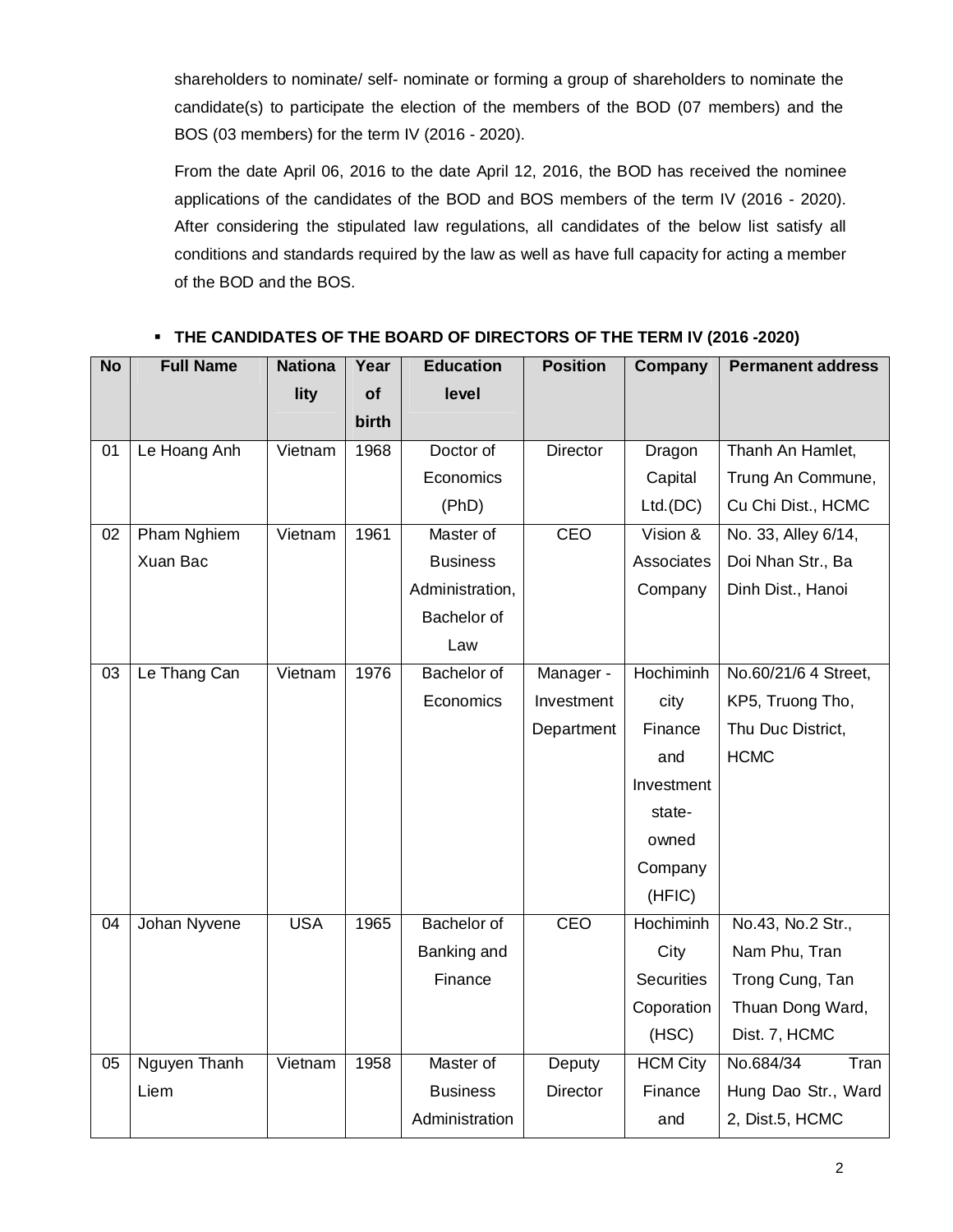shareholders to nominate/ self- nominate or forming a group of shareholders to nominate the candidate(s) to participate the election of the members of the BOD (07 members) and the BOS (03 members) for the term IV (2016 - 2020).

From the date April 06, 2016 to the date April 12, 2016, the BOD has received the nominee applications of the candidates of the BOD and BOS members of the term IV (2016 - 2020). After considering the stipulated law regulations, all candidates of the below list satisfy all conditions and standards required by the law as well as have full capacity for acting a member of the BOD and the BOS.

- **THE CANDIDATES OF THE BOARD OF DIRECTORS OF THE TERM IV (2016 -2020)**

| No | Full Name | Nationality | Year of birth | Education level | Position | Company | Permanent address |
|---|---|---|---|---|---|---|---|
| 01 | Le Hoang Anh | Vietnam | 1968 | Doctor of Economics (PhD) | Director | Dragon Capital Ltd.(DC) | Thanh An Hamlet, Trung An Commune, Cu Chi Dist., HCMC |
| 02 | Pham Nghiem Xuan Bac | Vietnam | 1961 | Master of Business Administration, Bachelor of Law | CEO | Vision & Associates Company | No. 33, Alley 6/14, Doi Nhan Str., Ba Dinh Dist., Hanoi |
| 03 | Le Thang Can | Vietnam | 1976 | Bachelor of Economics | Manager - Investment Department | Hochiminh city Finance and Investment state-owned Company (HFIC) | No.60/21/6 4 Street, KP5, Truong Tho, Thu Duc District, HCMC |
| 04 | Johan Nyvene | USA | 1965 | Bachelor of Banking and Finance | CEO | Hochiminh City Securities Coporation (HSC) | No.43, No.2 Str., Nam Phu, Tran Trong Cung, Tan Thuan Dong Ward, Dist. 7, HCMC |
| 05 | Nguyen Thanh Liem | Vietnam | 1958 | Master of Business Administration | Deputy Director | HCM City Finance and | No.684/34 Tran Hung Dao Str., Ward 2, Dist.5, HCMC |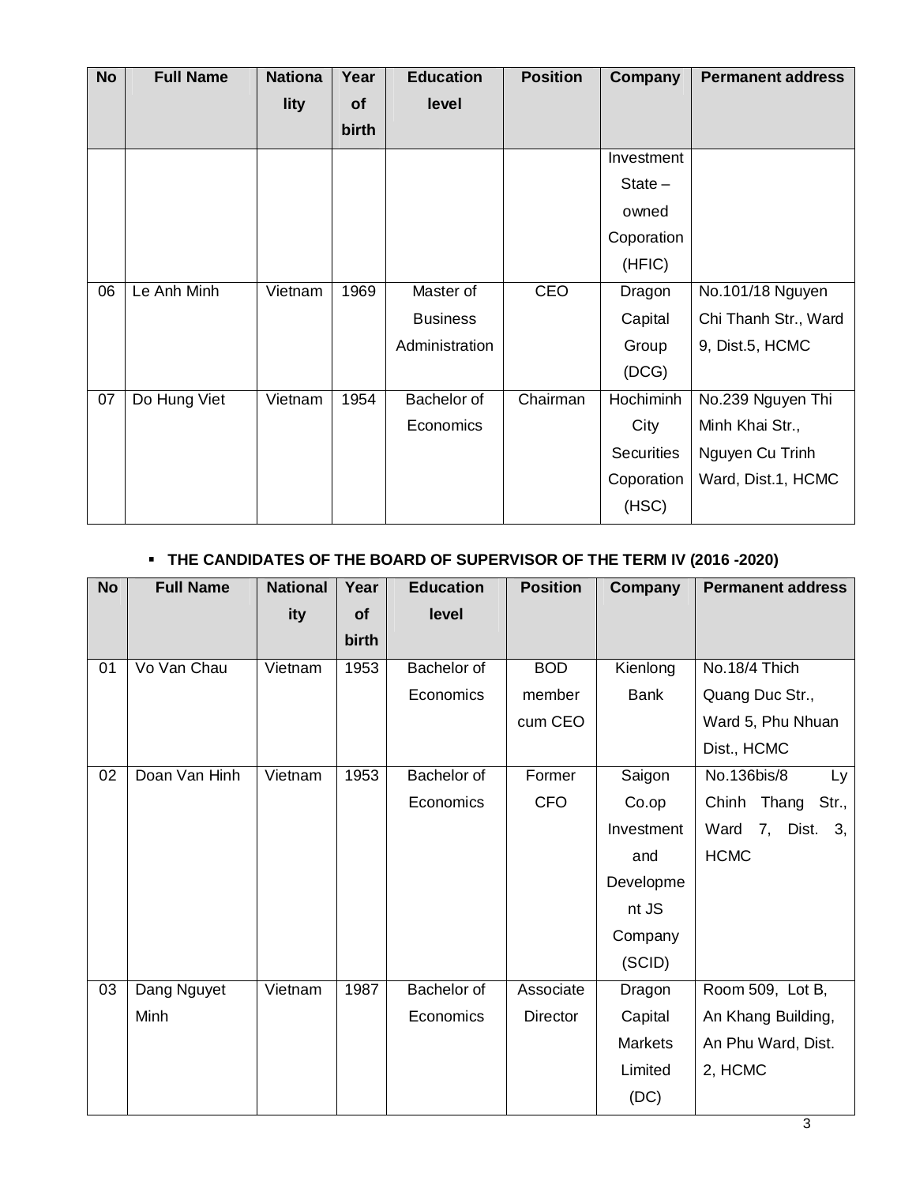| No | Full Name | Nationality | Year of birth | Education level | Position | Company | Permanent address |
|---|---|---|---|---|---|---|---|
| | | | | | | Investment State – owned Coporation (HFIC) | |
| 06 | Le Anh Minh | Vietnam | 1969 | Master of Business Administration | CEO | Dragon Capital Group (DCG) | No.101/18 Nguyen Chi Thanh Str., Ward 9, Dist.5, HCMC |
| 07 | Do Hung Viet | Vietnam | 1954 | Bachelor of Economics | Chairman | Hochiminh City Securities Coporation (HSC) | No.239 Nguyen Thi Minh Khai Str., Nguyen Cu Trinh Ward, Dist.1, HCMC |

- **THE CANDIDATES OF THE BOARD OF SUPERVISOR OF THE TERM IV (2016 -2020)**

| No | Full Name | Nationality | Year of birth | Education level | Position | Company | Permanent address |
|---|---|---|---|---|---|---|---|
| 01 | Vo Van Chau | Vietnam | 1953 | Bachelor of Economics | BOD member cum CEO | Kienlong Bank | No.18/4 Thich Quang Duc Str., Ward 5, Phu Nhuan Dist., HCMC |
| 02 | Doan Van Hinh | Vietnam | 1953 | Bachelor of Economics | Former CFO | Saigon Co.op Investment and Development JS Company (SCID) | No.136bis/8 Ly Chinh Thang Str., Ward 7, Dist. 3, HCMC |
| 03 | Dang Nguyet Minh | Vietnam | 1987 | Bachelor of Economics | Associate Director | Dragon Capital Markets Limited (DC) | Room 509, Lot B, An Khang Building, An Phu Ward, Dist. 2, HCMC |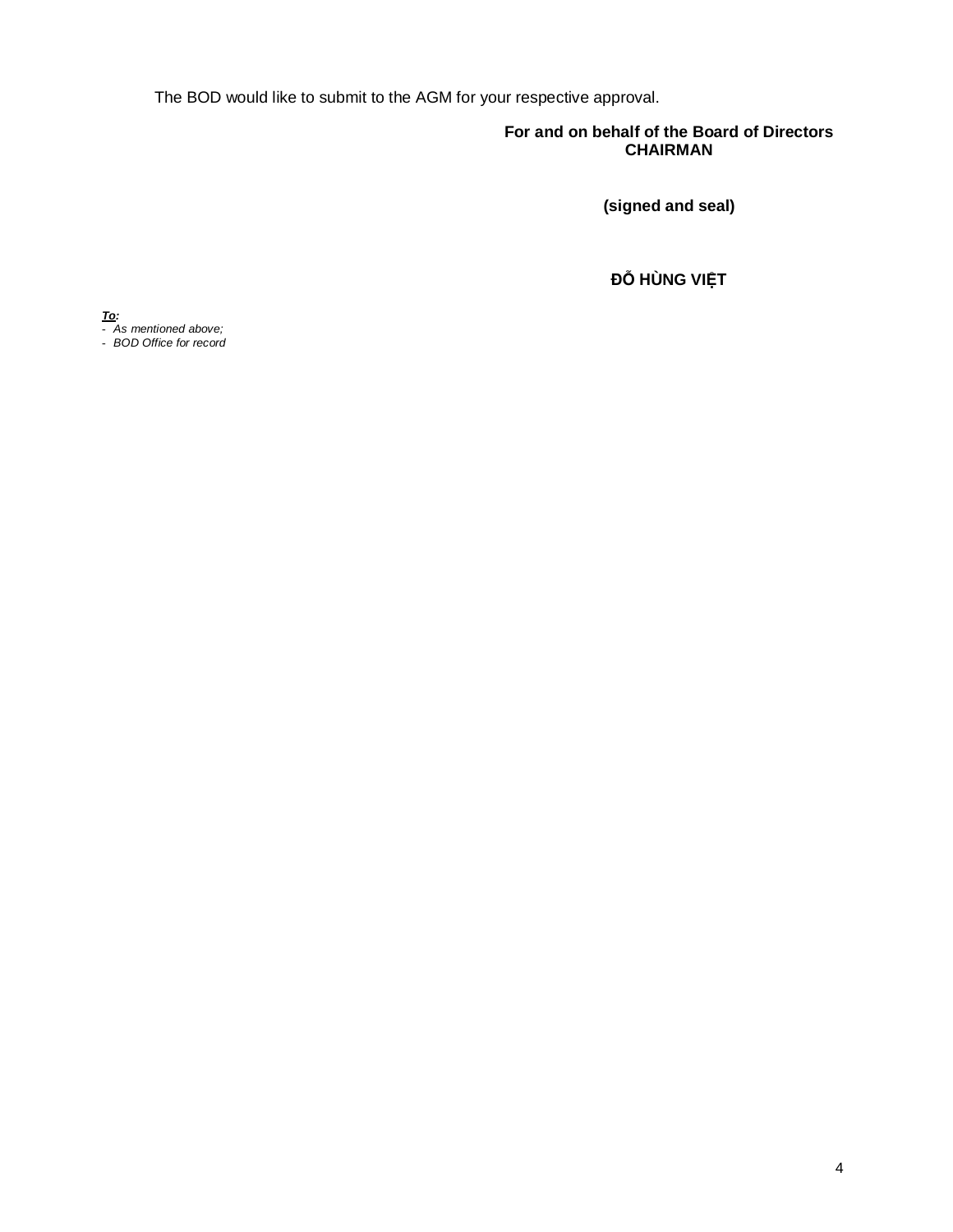The BOD would like to submit to the AGM for your respective approval.

**For and on behalf of the Board of Directors**
**CHAIRMAN**

**(signed and seal)**

**ĐỖ HÙNG VIỆT**

***To:***
- *As mentioned above;*
- *BOD Office for record*